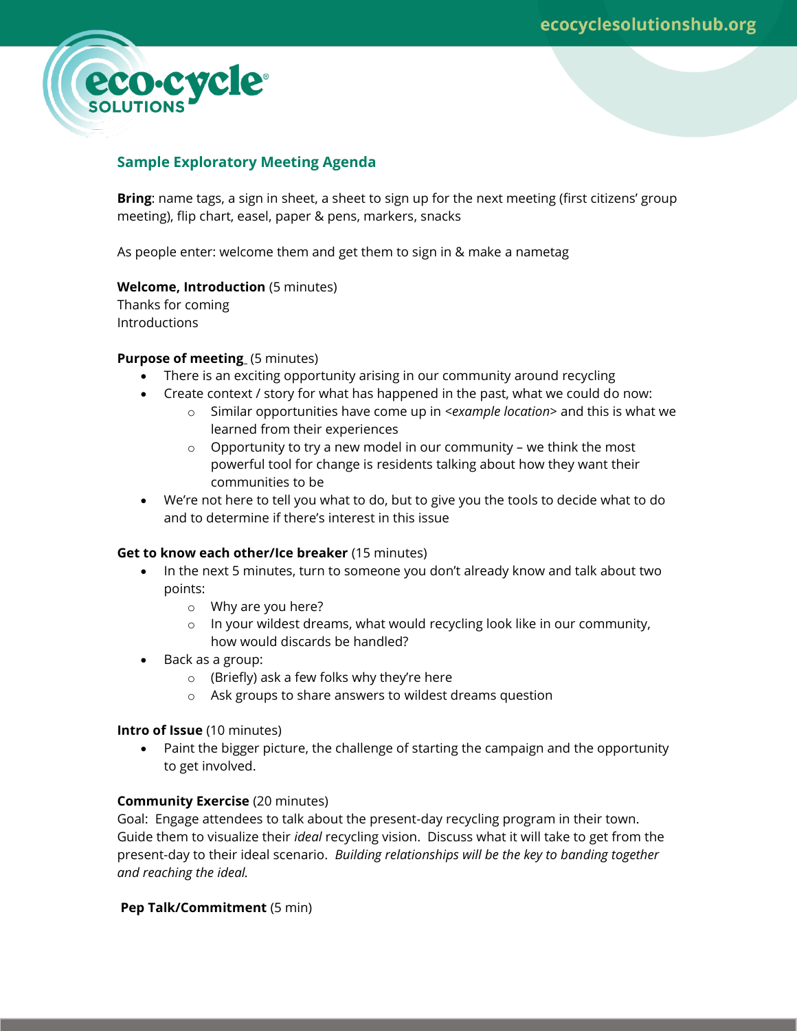## Sample Exploratory Meeting Agenda

**Bring**: name tags, a sign in sheet, a sheet to sign up for the next meeting (first citizens' group meeting), flip chart, easel, paper & pens, markers, snacks

As people enter: welcome them and get them to sign in & make a nametag

**Welcome, Introduction** (5 minutes)
Thanks for coming
Introductions

**Purpose of meeting** (5 minutes)

- There is an exciting opportunity arising in our community around recycling
- Create context / story for what has happened in the past, what we could do now:
    - Similar opportunities have come up in <*example location*> and this is what we learned from their experiences
    - Opportunity to try a new model in our community – we think the most powerful tool for change is residents talking about how they want their communities to be
- We're not here to tell you what to do, but to give you the tools to decide what to do and to determine if there's interest in this issue

**Get to know each other/Ice breaker** (15 minutes)

- In the next 5 minutes, turn to someone you don't already know and talk about two points:
    - Why are you here?
    - In your wildest dreams, what would recycling look like in our community, how would discards be handled?
- Back as a group:
    - (Briefly) ask a few folks why they're here
    - Ask groups to share answers to wildest dreams question

**Intro of Issue** (10 minutes)

- Paint the bigger picture, the challenge of starting the campaign and the opportunity to get involved.

**Community Exercise** (20 minutes)
Goal: Engage attendees to talk about the present-day recycling program in their town. Guide them to visualize their *ideal* recycling vision. Discuss what it will take to get from the present-day to their ideal scenario. *Building relationships will be the key to banding together and reaching the ideal.*

**Pep Talk/Commitment** (5 min)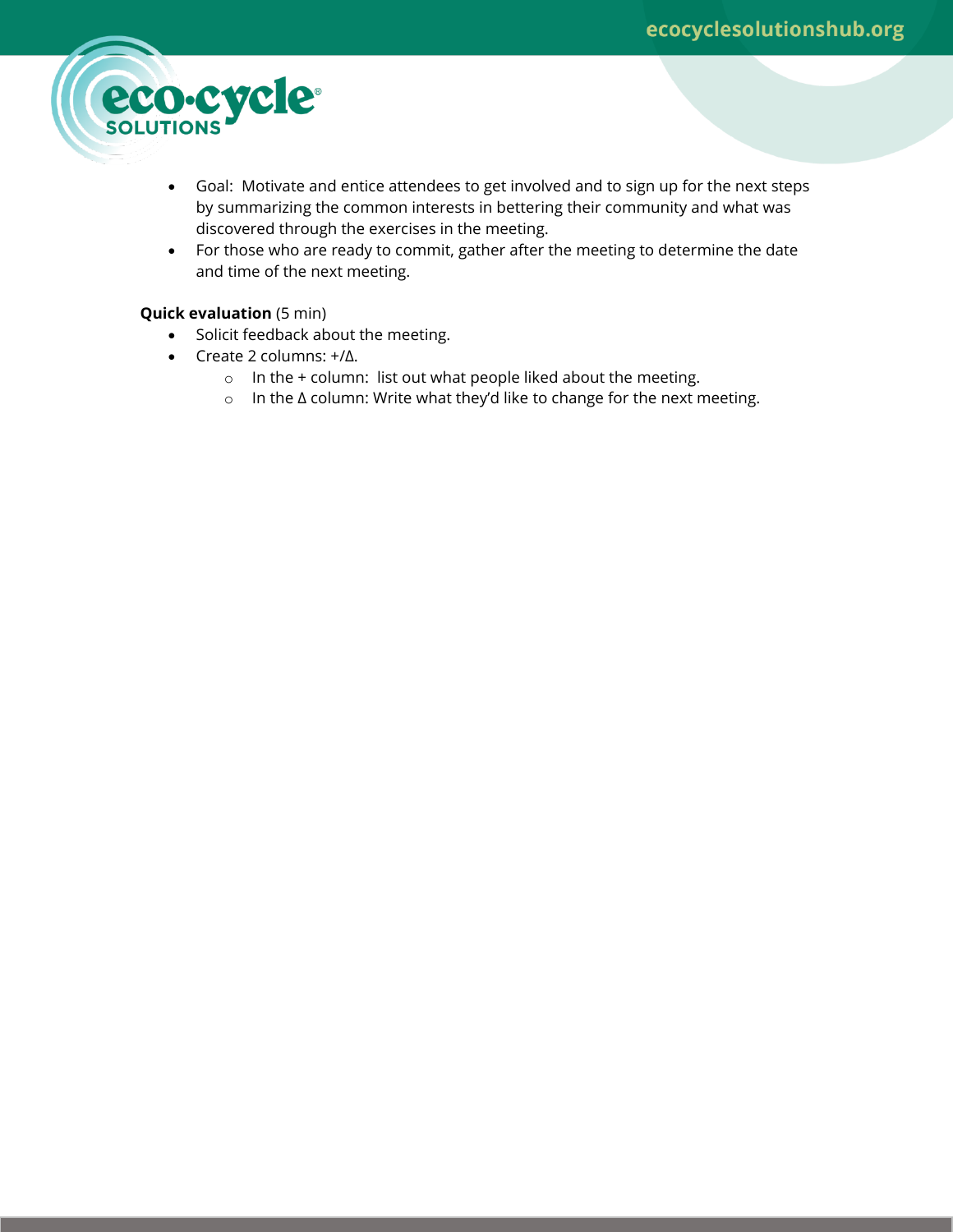- Goal: Motivate and entice attendees to get involved and to sign up for the next steps by summarizing the common interests in bettering their community and what was discovered through the exercises in the meeting.
- For those who are ready to commit, gather after the meeting to determine the date and time of the next meeting.

**Quick evaluation** (5 min)

- Solicit feedback about the meeting.
- Create 2 columns: +/Δ.
  - In the + column: list out what people liked about the meeting.
  - In the Δ column: Write what they'd like to change for the next meeting.